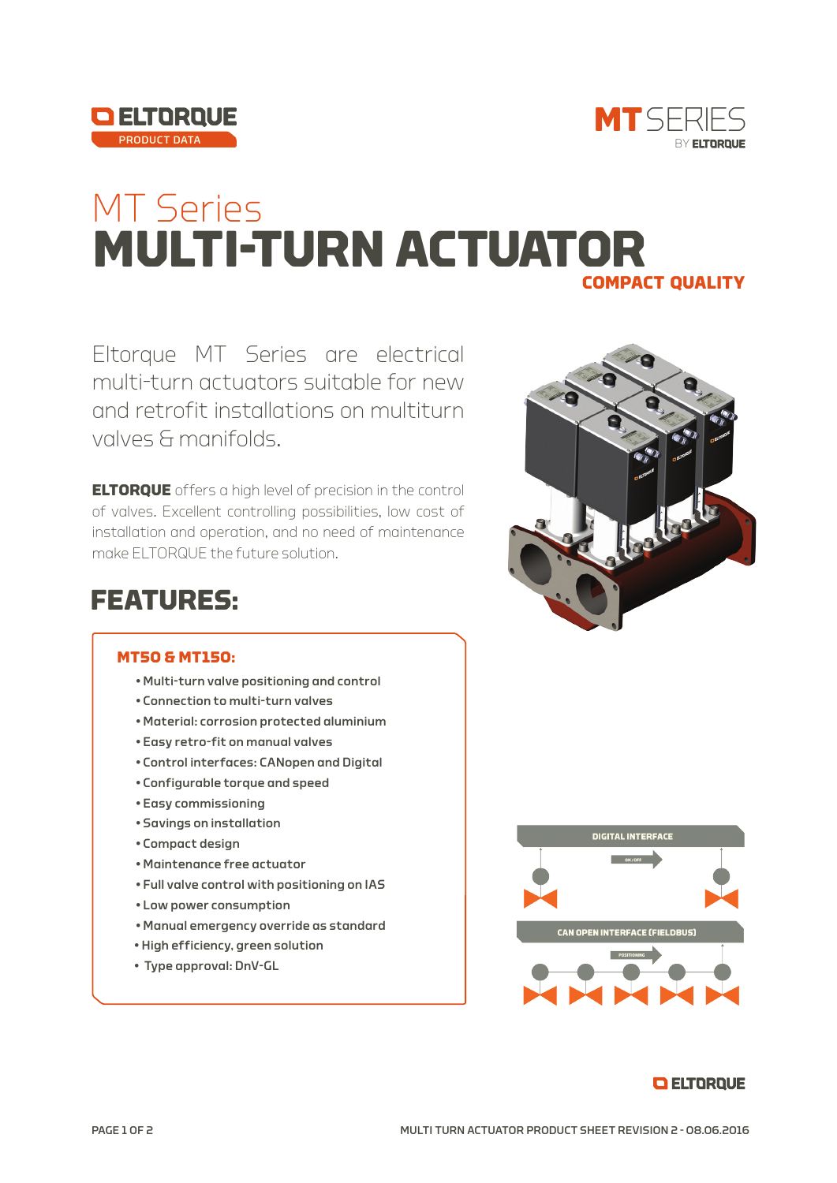# MT Series

# MULTI-TURN ACTUATOR

**COMPACT QUALITY**

Eltorque MT Series are electrical multi-turn actuators suitable for new and retrofit installations on multiturn valves & manifolds.

**ELTORQUE** offers a high level of precision in the control of valves. Excellent controlling possibilities, low cost of installation and operation, and no need of maintenance make ELTORQUE the future solution.

## FEATURES:

### MT50 & MT150:

- Multi-turn valve positioning and control
- Connection to multi-turn valves
- Material: corrosion protected aluminium
- Easy retro-fit on manual valves
- Control interfaces: CANopen and Digital
- Configurable torque and speed
- Easy commissioning
- Savings on installation
- Compact design
- Maintenance free actuator
- Full valve control with positioning on IAS
- Low power consumption
- Manual emergency override as standard
- High efficiency, green solution
- Type approval: DnV-GL

DIGITAL INTERFACE

ON / OFF

CAN OPEN INTERFACE (FIELDBUS)

POSITIONING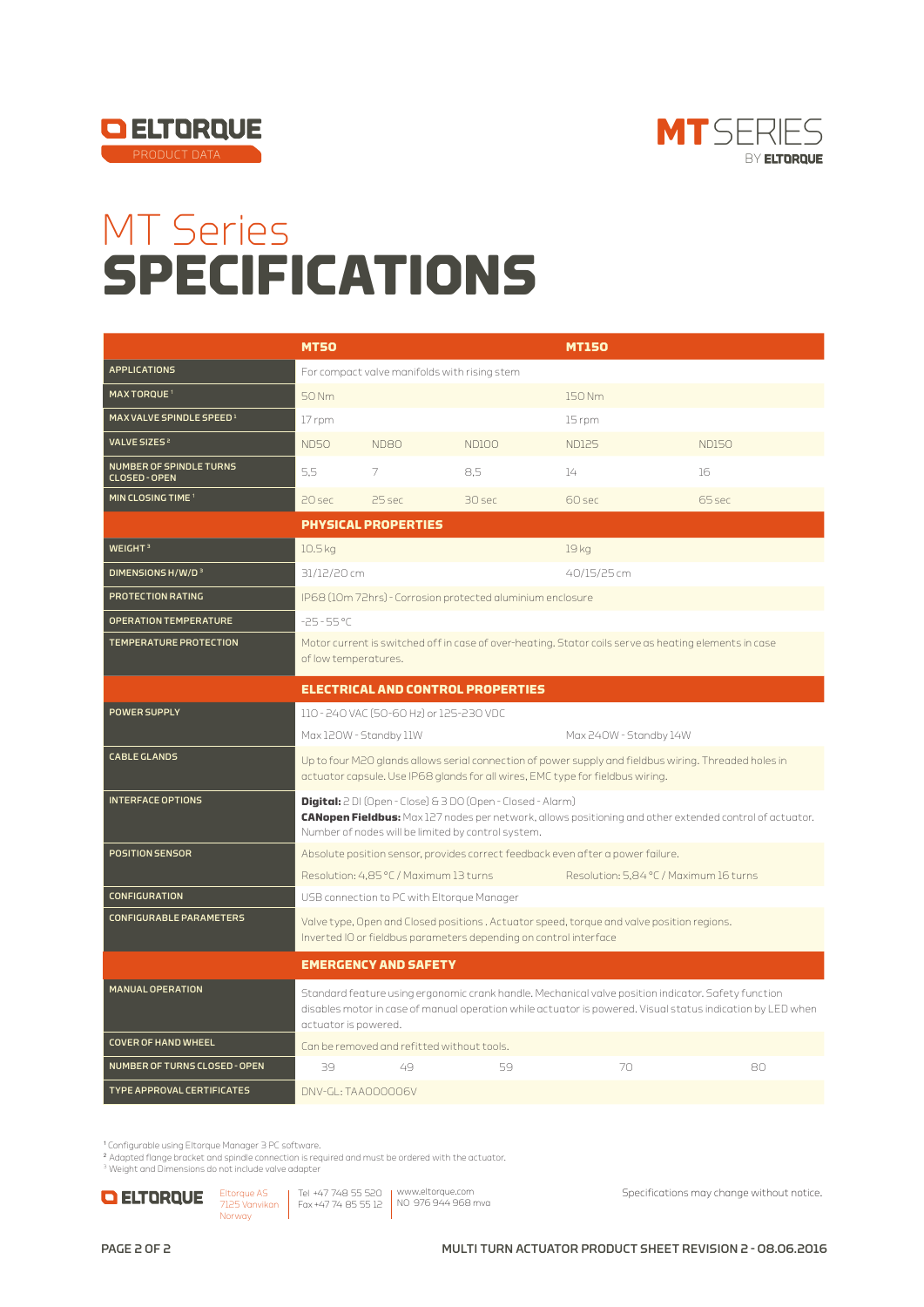# MT Series SPECIFICATIONS

| | MT50 | | | MT150 | |
|---|---|---|---|---|---|
| APPLICATIONS | For compact valve manifolds with rising stem | | | | |
| MAX TORQUE [1] | 50 Nm | | | 150 Nm | |
| MAX VALVE SPINDLE SPEED [1] | 17 rpm | | | 15 rpm | |
| VALVE SIZES [2] | ND50 | ND80 | ND100 | ND125 | ND150 |
| NUMBER OF SPINDLE TURNS CLOSED - OPEN | 5,5 | 7 | 8,5 | 14 | 16 |
| MIN CLOSING TIME [1] | 20 sec | 25 sec | 30 sec | 60 sec | 65 sec |
| | **PHYSICAL PROPERTIES** | | | | |
| WEIGHT [3] | 10.5 kg | | | 19 kg | |
| DIMENSIONS H/W/D [3] | 31/12/20 cm | | | 40/15/25 cm | |
| PROTECTION RATING | IP68 (10m 72hrs) - Corrosion protected aluminium enclosure | | | | |
| OPERATION TEMPERATURE | -25 - 55 °C | | | | |
| TEMPERATURE PROTECTION | Motor current is switched off in case of over-heating. Stator coils serve as heating elements in case of low temperatures. | | | | |
| | **ELECTRICAL AND CONTROL PROPERTIES** | | | | |
| POWER SUPPLY | 110 - 240 VAC (50-60 Hz) or 125-230 VDC | | | | |
| | Max 120W - Standby 11W | | | Max 240W - Standby 14W | |
| CABLE GLANDS | Up to four M20 glands allows serial connection of power supply and fieldbus wiring. Threaded holes in actuator capsule. Use IP68 glands for all wires, EMC type for fieldbus wiring. | | | | |
| INTERFACE OPTIONS | **Digital:** 2 DI (Open - Close) & 3 DO (Open - Closed - Alarm) **CANopen Fieldbus:** Max 127 nodes per network, allows positioning and other extended control of actuator. Number of nodes will be limited by control system. | | | | |
| POSITION SENSOR | Absolute position sensor, provides correct feedback even after a power failure. | | | | |
| | Resolution: 4,85 °C / Maximum 13 turns | | | Resolution: 5,84 °C / Maximum 16 turns | |
| CONFIGURATION | USB connection to PC with Eltorque Manager | | | | |
| CONFIGURABLE PARAMETERS | Valve type, Open and Closed positions . Actuator speed, torque and valve position regions. Inverted IO or fieldbus parameters depending on control interface | | | | |
| | **EMERGENCY AND SAFETY** | | | | |
| MANUAL OPERATION | Standard feature using ergonomic crank handle. Mechanical valve position indicator. Safety function disables motor in case of manual operation while actuator is powered. Visual status indication by LED when actuator is powered. | | | | |
| COVER OF HAND WHEEL | Can be removed and refitted without tools. | | | | |
| NUMBER OF TURNS CLOSED - OPEN | 39 | 49 | 59 | 70 | 80 |
| TYPE APPROVAL CERTIFICATES | DNV-GL: TAA000006V | | | | |

[1] Configurable using Eltorque Manager 3 PC software.
[2] Adapted flange bracket and spindle connection is required and must be ordered with the actuator.
[3] Weight and Dimensions do not include valve adapter

Eltorque AS
7125 Vanvikan
Norway

Tel +47 748 55 520
Fax +47 74 85 55 12

www.eltorque.com
NO 976 944 968 mva

Specifications may change without notice.

MULTI TURN ACTUATOR PRODUCT SHEET REVISION 2 - 08.06.2016